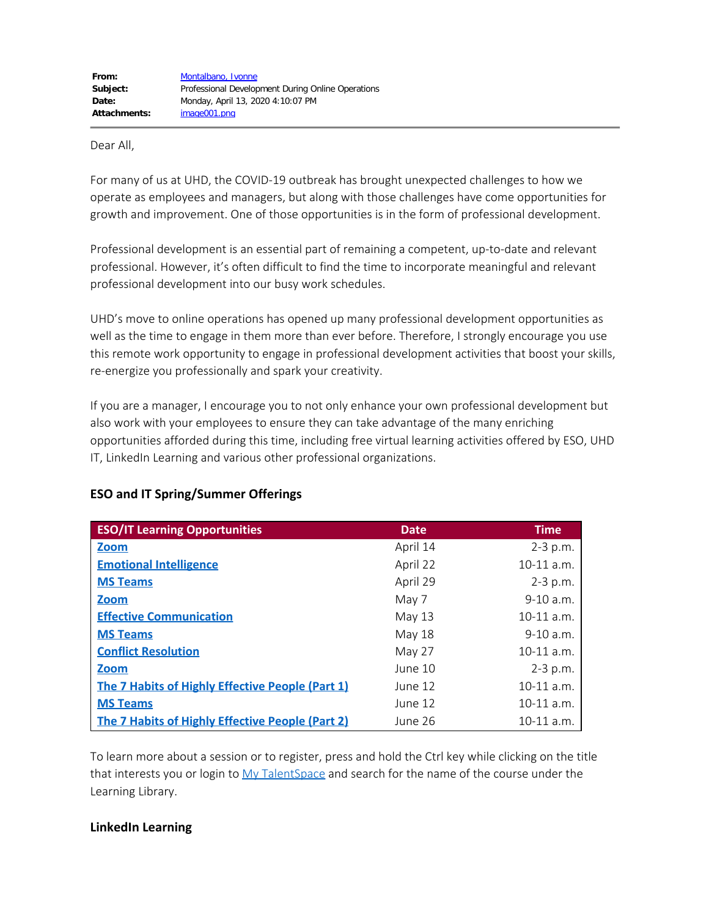**From:** Montalbano, Ivonne
**Subject:** Professional Development During Online Operations
**Date:** Monday, April 13, 2020 4:10:07 PM
**Attachments:** image001.png

---

Dear All,

For many of us at UHD, the COVID-19 outbreak has brought unexpected challenges to how we operate as employees and managers, but along with those challenges have come opportunities for growth and improvement. One of those opportunities is in the form of professional development.

Professional development is an essential part of remaining a competent, up-to-date and relevant professional. However, it's often difficult to find the time to incorporate meaningful and relevant professional development into our busy work schedules.

UHD's move to online operations has opened up many professional development opportunities as well as the time to engage in them more than ever before. Therefore, I strongly encourage you use this remote work opportunity to engage in professional development activities that boost your skills, re-energize you professionally and spark your creativity.

If you are a manager, I encourage you to not only enhance your own professional development but also work with your employees to ensure they can take advantage of the many enriching opportunities afforded during this time, including free virtual learning activities offered by ESO, UHD IT, LinkedIn Learning and various other professional organizations.

### ESO and IT Spring/Summer Offerings

| ESO/IT Learning Opportunities | Date | Time |
|---|---|---|
| **Zoom** | April 14 | 2-3 p.m. |
| **Emotional Intelligence** | April 22 | 10-11 a.m. |
| **MS Teams** | April 29 | 2-3 p.m. |
| **Zoom** | May 7 | 9-10 a.m. |
| **Effective Communication** | May 13 | 10-11 a.m. |
| **MS Teams** | May 18 | 9-10 a.m. |
| **Conflict Resolution** | May 27 | 10-11 a.m. |
| **Zoom** | June 10 | 2-3 p.m. |
| **The 7 Habits of Highly Effective People (Part 1)** | June 12 | 10-11 a.m. |
| **MS Teams** | June 12 | 10-11 a.m. |
| **The 7 Habits of Highly Effective People (Part 2)** | June 26 | 10-11 a.m. |

To learn more about a session or to register, press and hold the Ctrl key while clicking on the title that interests you or login to My TalentSpace and search for the name of the course under the Learning Library.

### LinkedIn Learning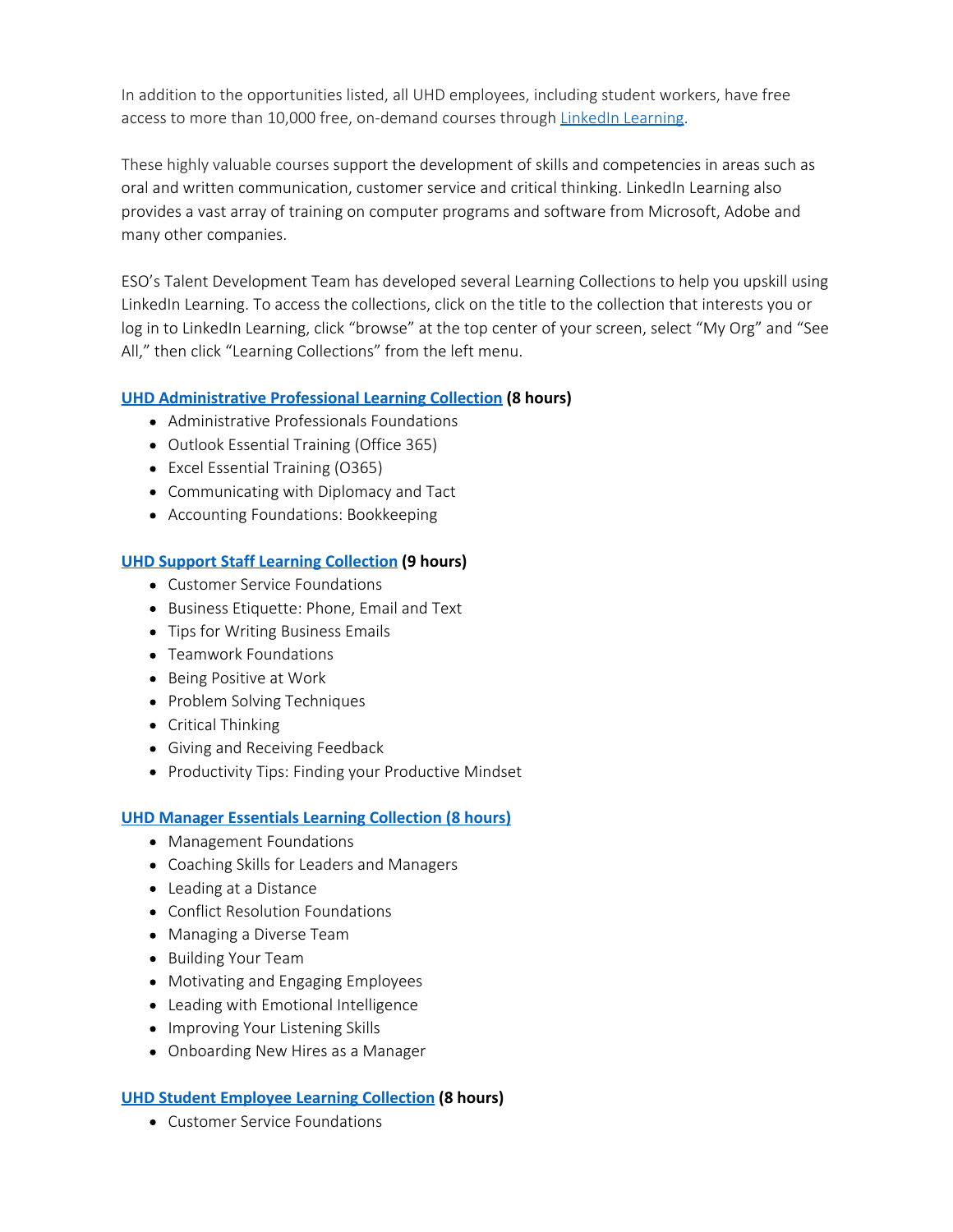In addition to the opportunities listed, all UHD employees, including student workers, have free access to more than 10,000 free, on-demand courses through [LinkedIn Learning](#).

These highly valuable courses support the development of skills and competencies in areas such as oral and written communication, customer service and critical thinking. LinkedIn Learning also provides a vast array of training on computer programs and software from Microsoft, Adobe and many other companies.

ESO's Talent Development Team has developed several Learning Collections to help you upskill using LinkedIn Learning. To access the collections, click on the title to the collection that interests you or log in to LinkedIn Learning, click "browse" at the top center of your screen, select "My Org" and "See All," then click "Learning Collections" from the left menu.

**[UHD Administrative Professional Learning Collection](#) (8 hours)**

- Administrative Professionals Foundations
- Outlook Essential Training (Office 365)
- Excel Essential Training (O365)
- Communicating with Diplomacy and Tact
- Accounting Foundations: Bookkeeping

**[UHD Support Staff Learning Collection](#) (9 hours)**

- Customer Service Foundations
- Business Etiquette: Phone, Email and Text
- Tips for Writing Business Emails
- Teamwork Foundations
- Being Positive at Work
- Problem Solving Techniques
- Critical Thinking
- Giving and Receiving Feedback
- Productivity Tips: Finding your Productive Mindset

**[UHD Manager Essentials Learning Collection (8 hours)](#)**

- Management Foundations
- Coaching Skills for Leaders and Managers
- Leading at a Distance
- Conflict Resolution Foundations
- Managing a Diverse Team
- Building Your Team
- Motivating and Engaging Employees
- Leading with Emotional Intelligence
- Improving Your Listening Skills
- Onboarding New Hires as a Manager

**[UHD Student Employee Learning Collection](#) (8 hours)**

- Customer Service Foundations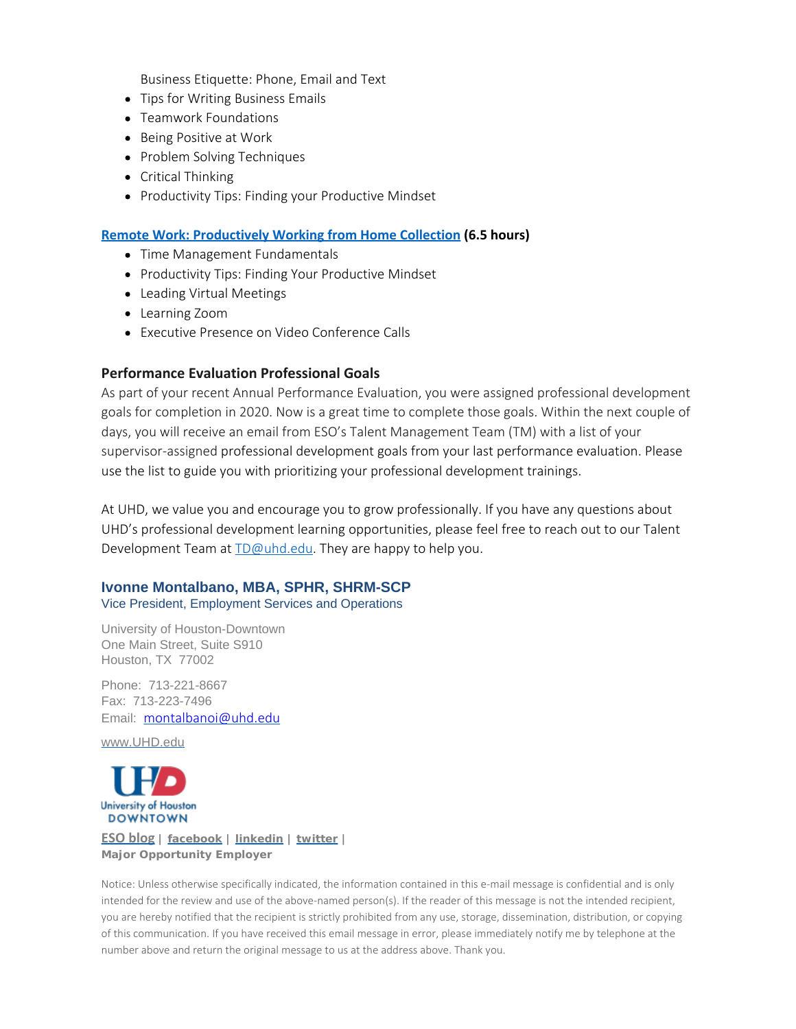Business Etiquette: Phone, Email and Text
- Tips for Writing Business Emails
- Teamwork Foundations
- Being Positive at Work
- Problem Solving Techniques
- Critical Thinking
- Productivity Tips: Finding your Productive Mindset

**Remote Work: Productively Working from Home Collection (6.5 hours)**
- Time Management Fundamentals
- Productivity Tips: Finding Your Productive Mindset
- Leading Virtual Meetings
- Learning Zoom
- Executive Presence on Video Conference Calls

### Performance Evaluation Professional Goals

As part of your recent Annual Performance Evaluation, you were assigned professional development goals for completion in 2020. Now is a great time to complete those goals. Within the next couple of days, you will receive an email from ESO's Talent Management Team (TM) with a list of your supervisor-assigned professional development goals from your last performance evaluation. Please use the list to guide you with prioritizing your professional development trainings.

At UHD, we value you and encourage you to grow professionally. If you have any questions about UHD's professional development learning opportunities, please feel free to reach out to our Talent Development Team at TD@uhd.edu. They are happy to help you.

**Ivonne Montalbano, MBA, SPHR, SHRM-SCP**
Vice President, Employment Services and Operations

University of Houston-Downtown
One Main Street, Suite S910
Houston, TX 77002

Phone: 713-221-8667
Fax: 713-223-7496
Email: montalbanoi@uhd.edu

www.UHD.edu

UHD University of Houston DOWNTOWN

ESO blog | facebook | linkedin | twitter |
**Major Opportunity Employer**

Notice: Unless otherwise specifically indicated, the information contained in this e-mail message is confidential and is only intended for the review and use of the above-named person(s). If the reader of this message is not the intended recipient, you are hereby notified that the recipient is strictly prohibited from any use, storage, dissemination, distribution, or copying of this communication. If you have received this email message in error, please immediately notify me by telephone at the number above and return the original message to us at the address above. Thank you.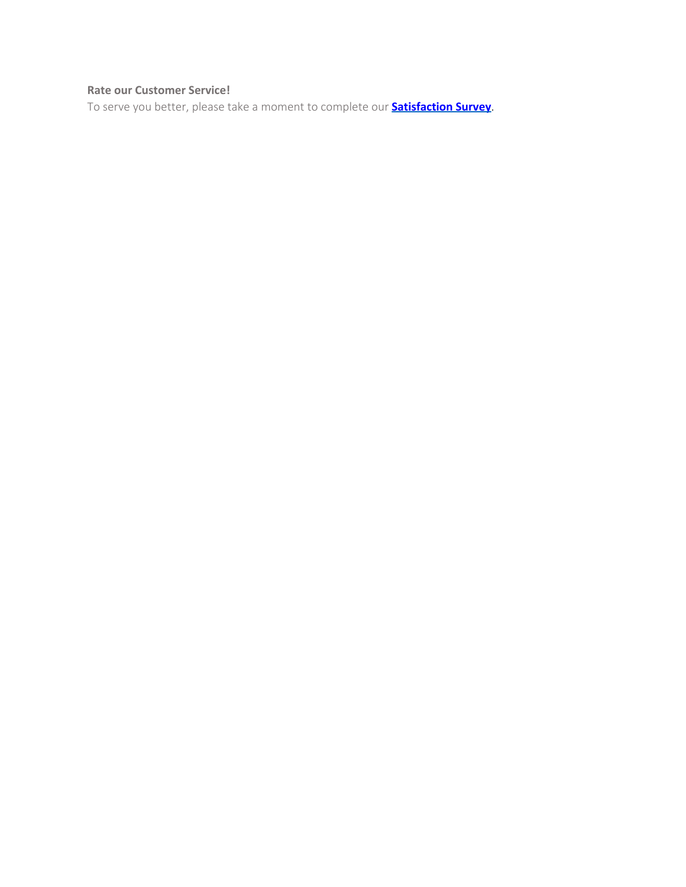**Rate our Customer Service!**
To serve you better, please take a moment to complete our **Satisfaction Survey**.